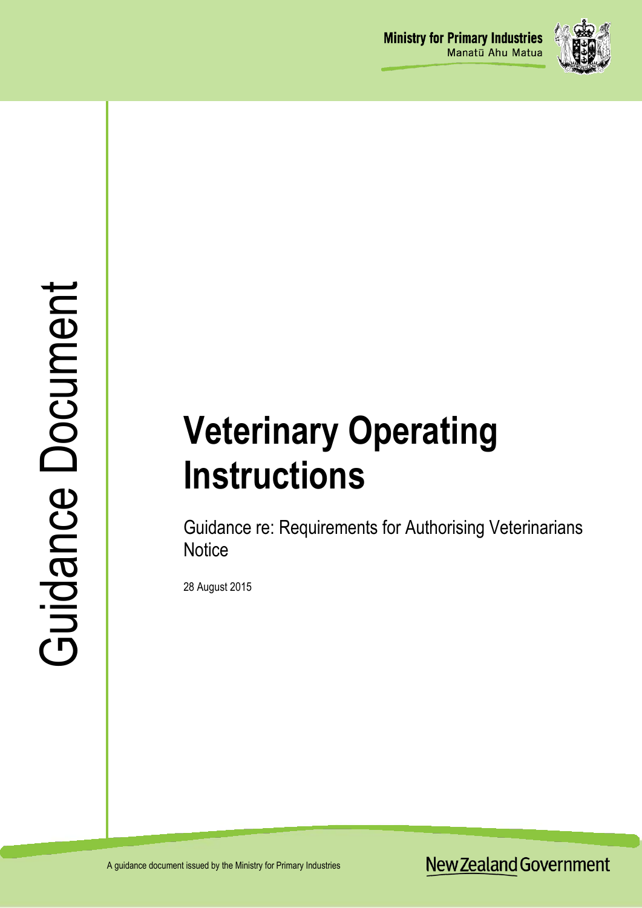Ministry for Primary Industries
Manatū Ahu Matua

Guidance Document

# Veterinary Operating Instructions

Guidance re: Requirements for Authorising Veterinarians Notice

28 August 2015

A guidance document issued by the Ministry for Primary Industries

New Zealand Government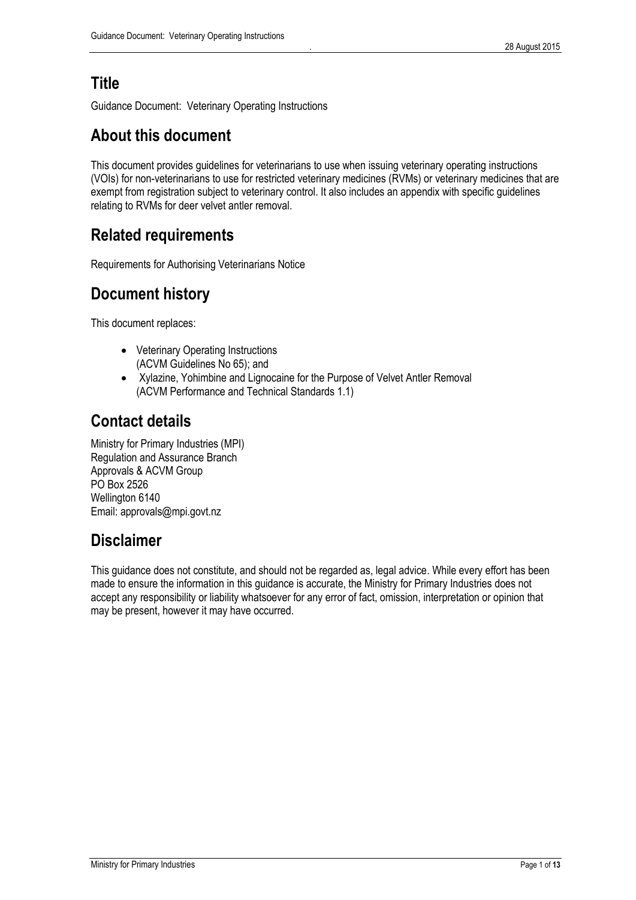## Title

Guidance Document: Veterinary Operating Instructions

## About this document

This document provides guidelines for veterinarians to use when issuing veterinary operating instructions (VOIs) for non-veterinarians to use for restricted veterinary medicines (RVMs) or veterinary medicines that are exempt from registration subject to veterinary control. It also includes an appendix with specific guidelines relating to RVMs for deer velvet antler removal.

## Related requirements

Requirements for Authorising Veterinarians Notice

## Document history

This document replaces:

- Veterinary Operating Instructions
  (ACVM Guidelines No 65); and
- Xylazine, Yohimbine and Lignocaine for the Purpose of Velvet Antler Removal
  (ACVM Performance and Technical Standards 1.1)

## Contact details

Ministry for Primary Industries (MPI)
Regulation and Assurance Branch
Approvals & ACVM Group
PO Box 2526
Wellington 6140
Email: approvals@mpi.govt.nz

## Disclaimer

This guidance does not constitute, and should not be regarded as, legal advice. While every effort has been made to ensure the information in this guidance is accurate, the Ministry for Primary Industries does not accept any responsibility or liability whatsoever for any error of fact, omission, interpretation or opinion that may be present, however it may have occurred.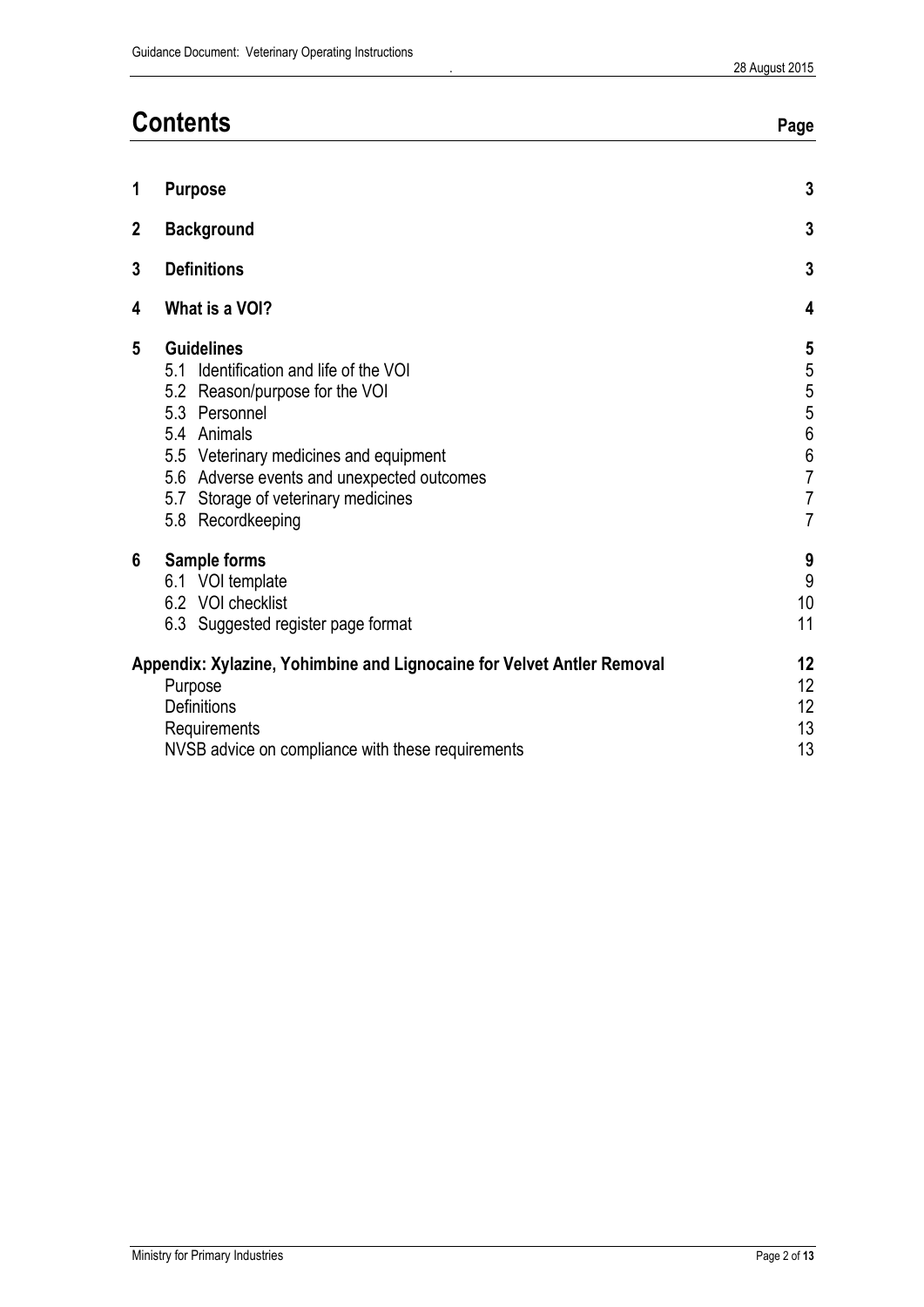# Contents

| | | Page |
|---|---|---|
| **1** | **Purpose** | **3** |
| **2** | **Background** | **3** |
| **3** | **Definitions** | **3** |
| **4** | **What is a VOI?** | **4** |
| **5** | **Guidelines** | **5** |
| | 5.1 Identification and life of the VOI | 5 |
| | 5.2 Reason/purpose for the VOI | 5 |
| | 5.3 Personnel | 5 |
| | 5.4 Animals | 6 |
| | 5.5 Veterinary medicines and equipment | 6 |
| | 5.6 Adverse events and unexpected outcomes | 7 |
| | 5.7 Storage of veterinary medicines | 7 |
| | 5.8 Recordkeeping | 7 |
| **6** | **Sample forms** | **9** |
| | 6.1 VOI template | 9 |
| | 6.2 VOI checklist | 10 |
| | 6.3 Suggested register page format | 11 |
| **Appendix: Xylazine, Yohimbine and Lignocaine for Velvet Antler Removal** | | **12** |
| | Purpose | 12 |
| | Definitions | 12 |
| | Requirements | 13 |
| | NVSB advice on compliance with these requirements | 13 |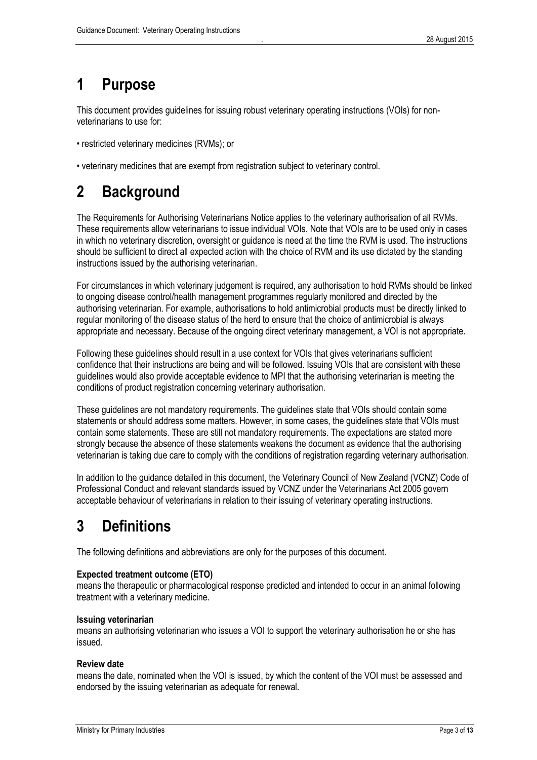# 1 Purpose

This document provides guidelines for issuing robust veterinary operating instructions (VOIs) for non-veterinarians to use for:

• restricted veterinary medicines (RVMs); or

• veterinary medicines that are exempt from registration subject to veterinary control.

# 2 Background

The Requirements for Authorising Veterinarians Notice applies to the veterinary authorisation of all RVMs. These requirements allow veterinarians to issue individual VOIs. Note that VOIs are to be used only in cases in which no veterinary discretion, oversight or guidance is need at the time the RVM is used. The instructions should be sufficient to direct all expected action with the choice of RVM and its use dictated by the standing instructions issued by the authorising veterinarian.

For circumstances in which veterinary judgement is required, any authorisation to hold RVMs should be linked to ongoing disease control/health management programmes regularly monitored and directed by the authorising veterinarian. For example, authorisations to hold antimicrobial products must be directly linked to regular monitoring of the disease status of the herd to ensure that the choice of antimicrobial is always appropriate and necessary. Because of the ongoing direct veterinary management, a VOI is not appropriate.

Following these guidelines should result in a use context for VOIs that gives veterinarians sufficient confidence that their instructions are being and will be followed. Issuing VOIs that are consistent with these guidelines would also provide acceptable evidence to MPI that the authorising veterinarian is meeting the conditions of product registration concerning veterinary authorisation.

These guidelines are not mandatory requirements. The guidelines state that VOIs should contain some statements or should address some matters. However, in some cases, the guidelines state that VOIs must contain some statements. These are still not mandatory requirements. The expectations are stated more strongly because the absence of these statements weakens the document as evidence that the authorising veterinarian is taking due care to comply with the conditions of registration regarding veterinary authorisation.

In addition to the guidance detailed in this document, the Veterinary Council of New Zealand (VCNZ) Code of Professional Conduct and relevant standards issued by VCNZ under the Veterinarians Act 2005 govern acceptable behaviour of veterinarians in relation to their issuing of veterinary operating instructions.

# 3 Definitions

The following definitions and abbreviations are only for the purposes of this document.

**Expected treatment outcome (ETO)**
means the therapeutic or pharmacological response predicted and intended to occur in an animal following treatment with a veterinary medicine.

**Issuing veterinarian**
means an authorising veterinarian who issues a VOI to support the veterinary authorisation he or she has issued.

**Review date**
means the date, nominated when the VOI is issued, by which the content of the VOI must be assessed and endorsed by the issuing veterinarian as adequate for renewal.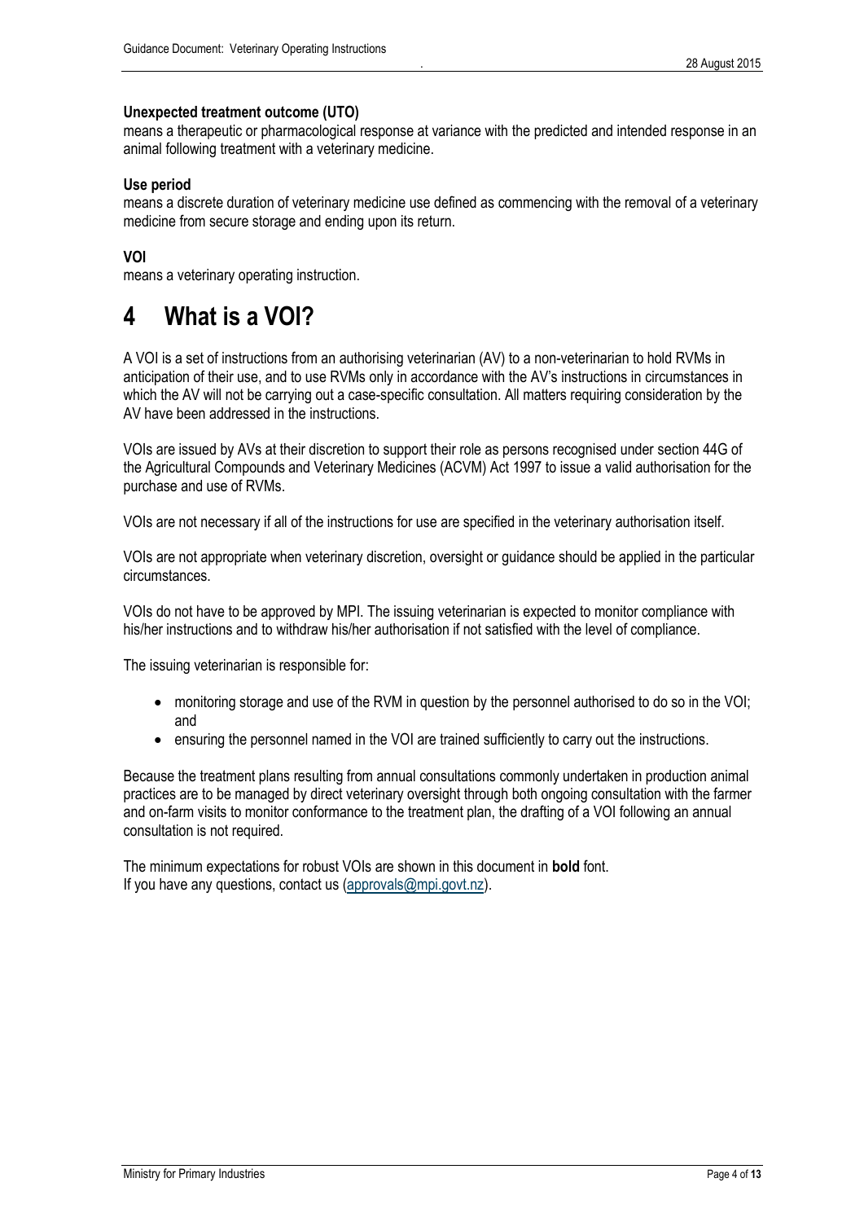**Unexpected treatment outcome (UTO)**
means a therapeutic or pharmacological response at variance with the predicted and intended response in an animal following treatment with a veterinary medicine.

**Use period**
means a discrete duration of veterinary medicine use defined as commencing with the removal of a veterinary medicine from secure storage and ending upon its return.

**VOI**
means a veterinary operating instruction.

# 4 What is a VOI?

A VOI is a set of instructions from an authorising veterinarian (AV) to a non-veterinarian to hold RVMs in anticipation of their use, and to use RVMs only in accordance with the AV's instructions in circumstances in which the AV will not be carrying out a case-specific consultation. All matters requiring consideration by the AV have been addressed in the instructions.

VOIs are issued by AVs at their discretion to support their role as persons recognised under section 44G of the Agricultural Compounds and Veterinary Medicines (ACVM) Act 1997 to issue a valid authorisation for the purchase and use of RVMs.

VOIs are not necessary if all of the instructions for use are specified in the veterinary authorisation itself.

VOIs are not appropriate when veterinary discretion, oversight or guidance should be applied in the particular circumstances.

VOIs do not have to be approved by MPI. The issuing veterinarian is expected to monitor compliance with his/her instructions and to withdraw his/her authorisation if not satisfied with the level of compliance.

The issuing veterinarian is responsible for:

- monitoring storage and use of the RVM in question by the personnel authorised to do so in the VOI; and
- ensuring the personnel named in the VOI are trained sufficiently to carry out the instructions.

Because the treatment plans resulting from annual consultations commonly undertaken in production animal practices are to be managed by direct veterinary oversight through both ongoing consultation with the farmer and on-farm visits to monitor conformance to the treatment plan, the drafting of a VOI following an annual consultation is not required.

The minimum expectations for robust VOIs are shown in this document in **bold** font.
If you have any questions, contact us (approvals@mpi.govt.nz).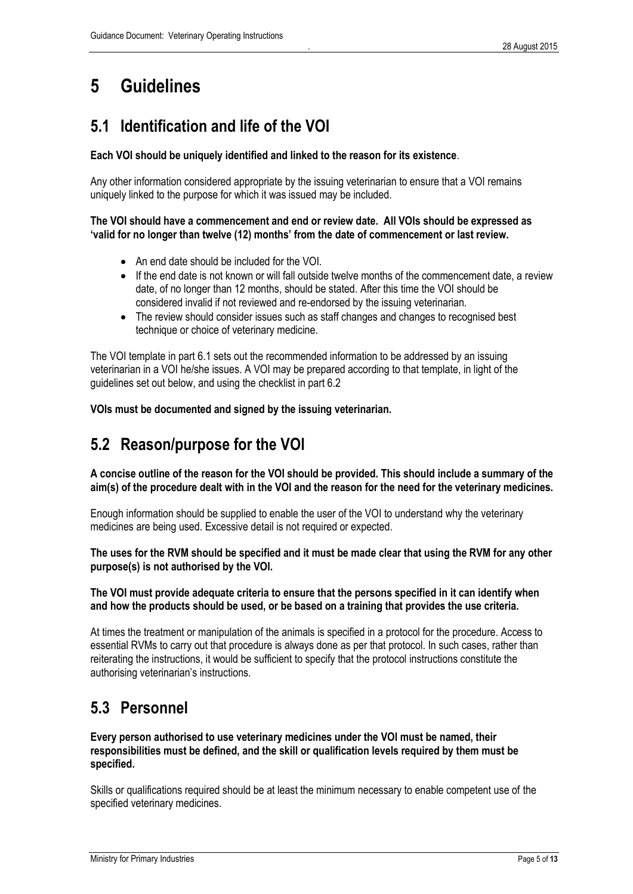# 5 Guidelines

## 5.1 Identification and life of the VOI

**Each VOI should be uniquely identified and linked to the reason for its existence**.

Any other information considered appropriate by the issuing veterinarian to ensure that a VOI remains uniquely linked to the purpose for which it was issued may be included.

**The VOI should have a commencement and end or review date. All VOIs should be expressed as 'valid for no longer than twelve (12) months' from the date of commencement or last review.**

- An end date should be included for the VOI.
- If the end date is not known or will fall outside twelve months of the commencement date, a review date, of no longer than 12 months, should be stated. After this time the VOI should be considered invalid if not reviewed and re-endorsed by the issuing veterinarian.
- The review should consider issues such as staff changes and changes to recognised best technique or choice of veterinary medicine.

The VOI template in part 6.1 sets out the recommended information to be addressed by an issuing veterinarian in a VOI he/she issues. A VOI may be prepared according to that template, in light of the guidelines set out below, and using the checklist in part 6.2

**VOIs must be documented and signed by the issuing veterinarian.**

## 5.2 Reason/purpose for the VOI

**A concise outline of the reason for the VOI should be provided. This should include a summary of the aim(s) of the procedure dealt with in the VOI and the reason for the need for the veterinary medicines.**

Enough information should be supplied to enable the user of the VOI to understand why the veterinary medicines are being used. Excessive detail is not required or expected.

**The uses for the RVM should be specified and it must be made clear that using the RVM for any other purpose(s) is not authorised by the VOI.**

**The VOI must provide adequate criteria to ensure that the persons specified in it can identify when and how the products should be used, or be based on a training that provides the use criteria.**

At times the treatment or manipulation of the animals is specified in a protocol for the procedure. Access to essential RVMs to carry out that procedure is always done as per that protocol. In such cases, rather than reiterating the instructions, it would be sufficient to specify that the protocol instructions constitute the authorising veterinarian's instructions.

## 5.3 Personnel

**Every person authorised to use veterinary medicines under the VOI must be named, their responsibilities must be defined, and the skill or qualification levels required by them must be specified.**

Skills or qualifications required should be at least the minimum necessary to enable competent use of the specified veterinary medicines.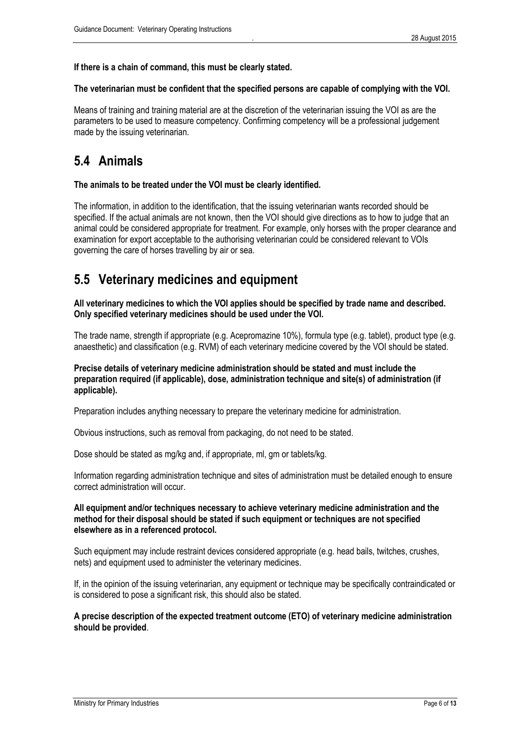**If there is a chain of command, this must be clearly stated.**

**The veterinarian must be confident that the specified persons are capable of complying with the VOI.**

Means of training and training material are at the discretion of the veterinarian issuing the VOI as are the parameters to be used to measure competency. Confirming competency will be a professional judgement made by the issuing veterinarian.

## 5.4 Animals

**The animals to be treated under the VOI must be clearly identified.**

The information, in addition to the identification, that the issuing veterinarian wants recorded should be specified. If the actual animals are not known, then the VOI should give directions as to how to judge that an animal could be considered appropriate for treatment. For example, only horses with the proper clearance and examination for export acceptable to the authorising veterinarian could be considered relevant to VOIs governing the care of horses travelling by air or sea.

## 5.5 Veterinary medicines and equipment

**All veterinary medicines to which the VOI applies should be specified by trade name and described. Only specified veterinary medicines should be used under the VOI.**

The trade name, strength if appropriate (e.g. Acepromazine 10%), formula type (e.g. tablet), product type (e.g. anaesthetic) and classification (e.g. RVM) of each veterinary medicine covered by the VOI should be stated.

**Precise details of veterinary medicine administration should be stated and must include the preparation required (if applicable), dose, administration technique and site(s) of administration (if applicable).**

Preparation includes anything necessary to prepare the veterinary medicine for administration.

Obvious instructions, such as removal from packaging, do not need to be stated.

Dose should be stated as mg/kg and, if appropriate, ml, gm or tablets/kg.

Information regarding administration technique and sites of administration must be detailed enough to ensure correct administration will occur.

**All equipment and/or techniques necessary to achieve veterinary medicine administration and the method for their disposal should be stated if such equipment or techniques are not specified elsewhere as in a referenced protocol.**

Such equipment may include restraint devices considered appropriate (e.g. head bails, twitches, crushes, nets) and equipment used to administer the veterinary medicines.

If, in the opinion of the issuing veterinarian, any equipment or technique may be specifically contraindicated or is considered to pose a significant risk, this should also be stated.

**A precise description of the expected treatment outcome (ETO) of veterinary medicine administration should be provided**.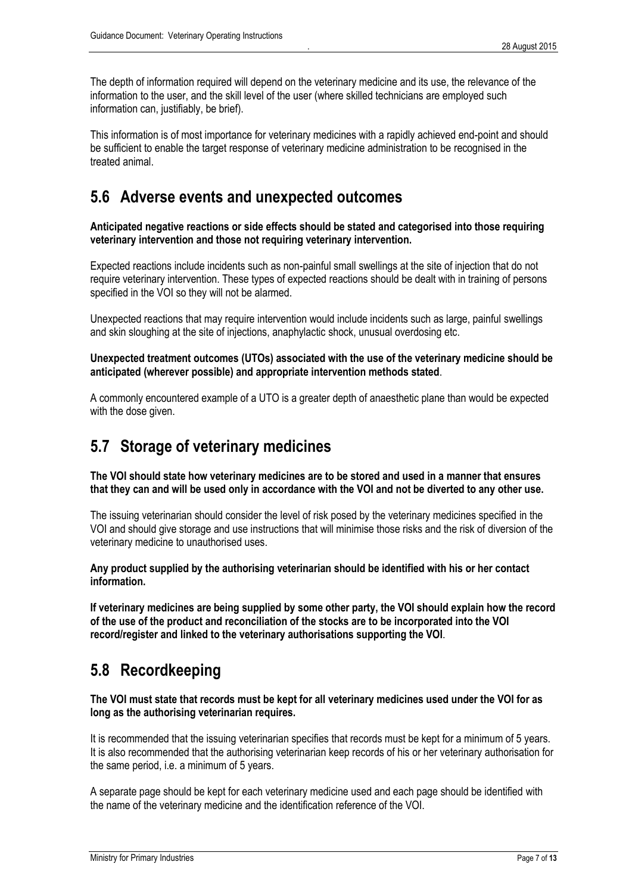The depth of information required will depend on the veterinary medicine and its use, the relevance of the information to the user, and the skill level of the user (where skilled technicians are employed such information can, justifiably, be brief).

This information is of most importance for veterinary medicines with a rapidly achieved end-point and should be sufficient to enable the target response of veterinary medicine administration to be recognised in the treated animal.

## 5.6 Adverse events and unexpected outcomes

**Anticipated negative reactions or side effects should be stated and categorised into those requiring veterinary intervention and those not requiring veterinary intervention.**

Expected reactions include incidents such as non-painful small swellings at the site of injection that do not require veterinary intervention. These types of expected reactions should be dealt with in training of persons specified in the VOI so they will not be alarmed.

Unexpected reactions that may require intervention would include incidents such as large, painful swellings and skin sloughing at the site of injections, anaphylactic shock, unusual overdosing etc.

**Unexpected treatment outcomes (UTOs) associated with the use of the veterinary medicine should be anticipated (wherever possible) and appropriate intervention methods stated**.

A commonly encountered example of a UTO is a greater depth of anaesthetic plane than would be expected with the dose given.

## 5.7 Storage of veterinary medicines

**The VOI should state how veterinary medicines are to be stored and used in a manner that ensures that they can and will be used only in accordance with the VOI and not be diverted to any other use.**

The issuing veterinarian should consider the level of risk posed by the veterinary medicines specified in the VOI and should give storage and use instructions that will minimise those risks and the risk of diversion of the veterinary medicine to unauthorised uses.

**Any product supplied by the authorising veterinarian should be identified with his or her contact information.**

**If veterinary medicines are being supplied by some other party, the VOI should explain how the record of the use of the product and reconciliation of the stocks are to be incorporated into the VOI record/register and linked to the veterinary authorisations supporting the VOI**.

## 5.8 Recordkeeping

**The VOI must state that records must be kept for all veterinary medicines used under the VOI for as long as the authorising veterinarian requires.**

It is recommended that the issuing veterinarian specifies that records must be kept for a minimum of 5 years. It is also recommended that the authorising veterinarian keep records of his or her veterinary authorisation for the same period, i.e. a minimum of 5 years.

A separate page should be kept for each veterinary medicine used and each page should be identified with the name of the veterinary medicine and the identification reference of the VOI.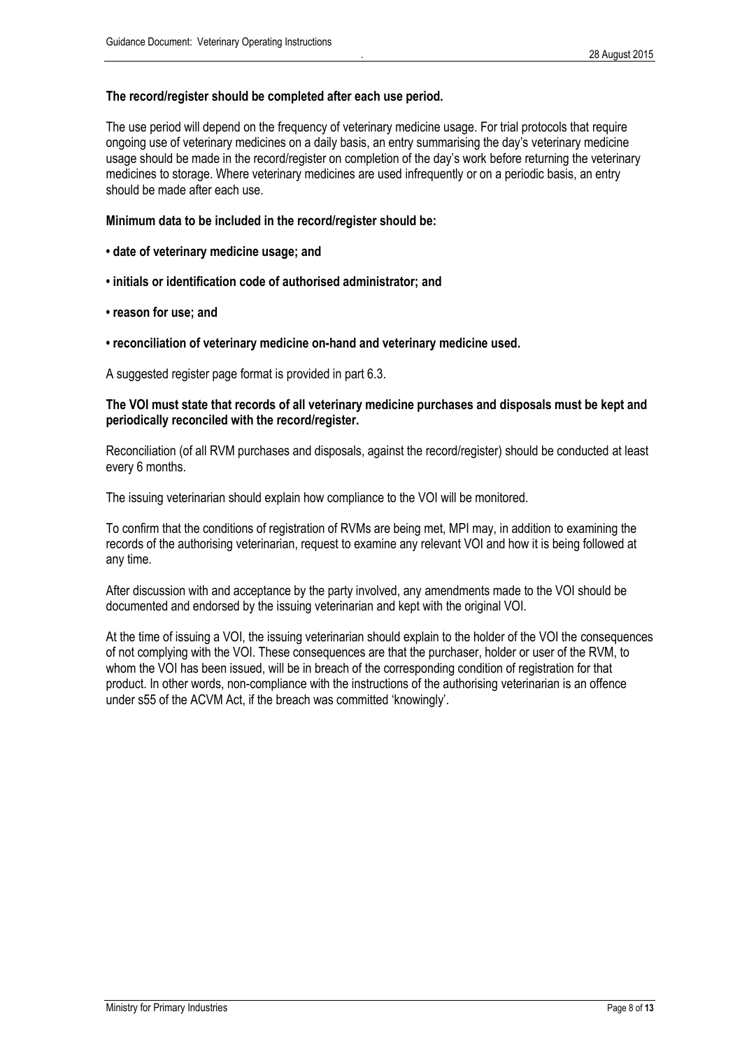**The record/register should be completed after each use period.**

The use period will depend on the frequency of veterinary medicine usage. For trial protocols that require ongoing use of veterinary medicines on a daily basis, an entry summarising the day's veterinary medicine usage should be made in the record/register on completion of the day's work before returning the veterinary medicines to storage. Where veterinary medicines are used infrequently or on a periodic basis, an entry should be made after each use.

**Minimum data to be included in the record/register should be:**

- **date of veterinary medicine usage; and**
- **initials or identification code of authorised administrator; and**
- **reason for use; and**
- **reconciliation of veterinary medicine on-hand and veterinary medicine used.**

A suggested register page format is provided in part 6.3.

**The VOI must state that records of all veterinary medicine purchases and disposals must be kept and periodically reconciled with the record/register.**

Reconciliation (of all RVM purchases and disposals, against the record/register) should be conducted at least every 6 months.

The issuing veterinarian should explain how compliance to the VOI will be monitored.

To confirm that the conditions of registration of RVMs are being met, MPI may, in addition to examining the records of the authorising veterinarian, request to examine any relevant VOI and how it is being followed at any time.

After discussion with and acceptance by the party involved, any amendments made to the VOI should be documented and endorsed by the issuing veterinarian and kept with the original VOI.

At the time of issuing a VOI, the issuing veterinarian should explain to the holder of the VOI the consequences of not complying with the VOI. These consequences are that the purchaser, holder or user of the RVM, to whom the VOI has been issued, will be in breach of the corresponding condition of registration for that product. In other words, non-compliance with the instructions of the authorising veterinarian is an offence under s55 of the ACVM Act, if the breach was committed 'knowingly'.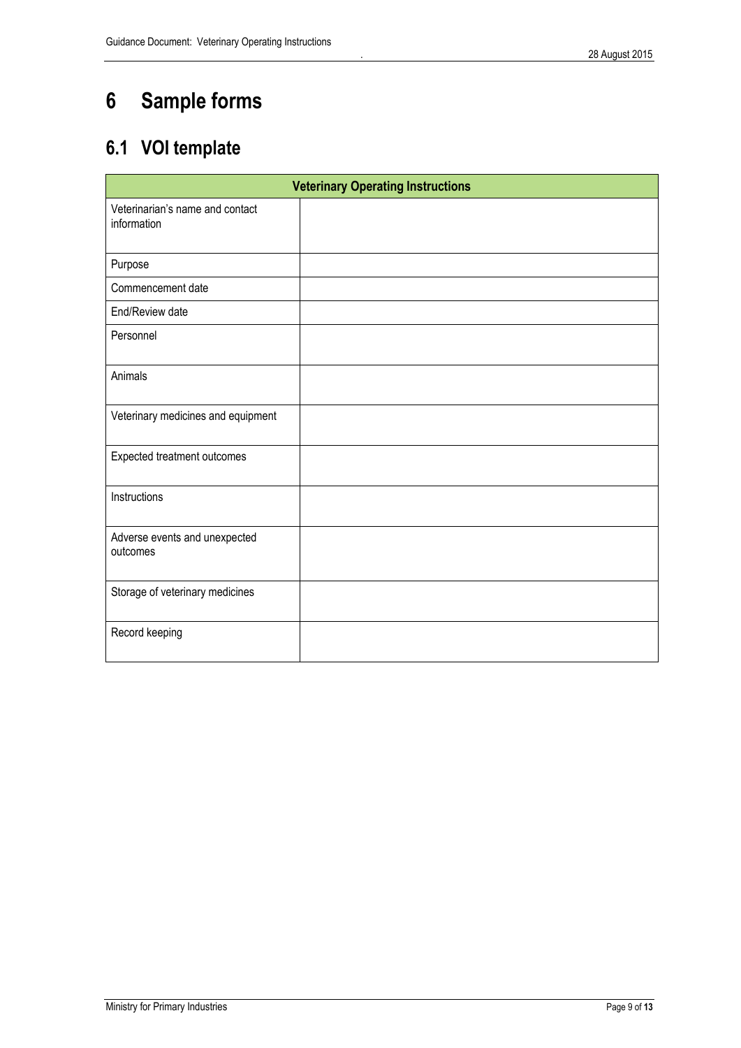# 6 Sample forms

## 6.1 VOI template

| Veterinary Operating Instructions | |
|---|---|
| Veterinarian's name and contact information | |
| Purpose | |
| Commencement date | |
| End/Review date | |
| Personnel | |
| Animals | |
| Veterinary medicines and equipment | |
| Expected treatment outcomes | |
| Instructions | |
| Adverse events and unexpected outcomes | |
| Storage of veterinary medicines | |
| Record keeping | |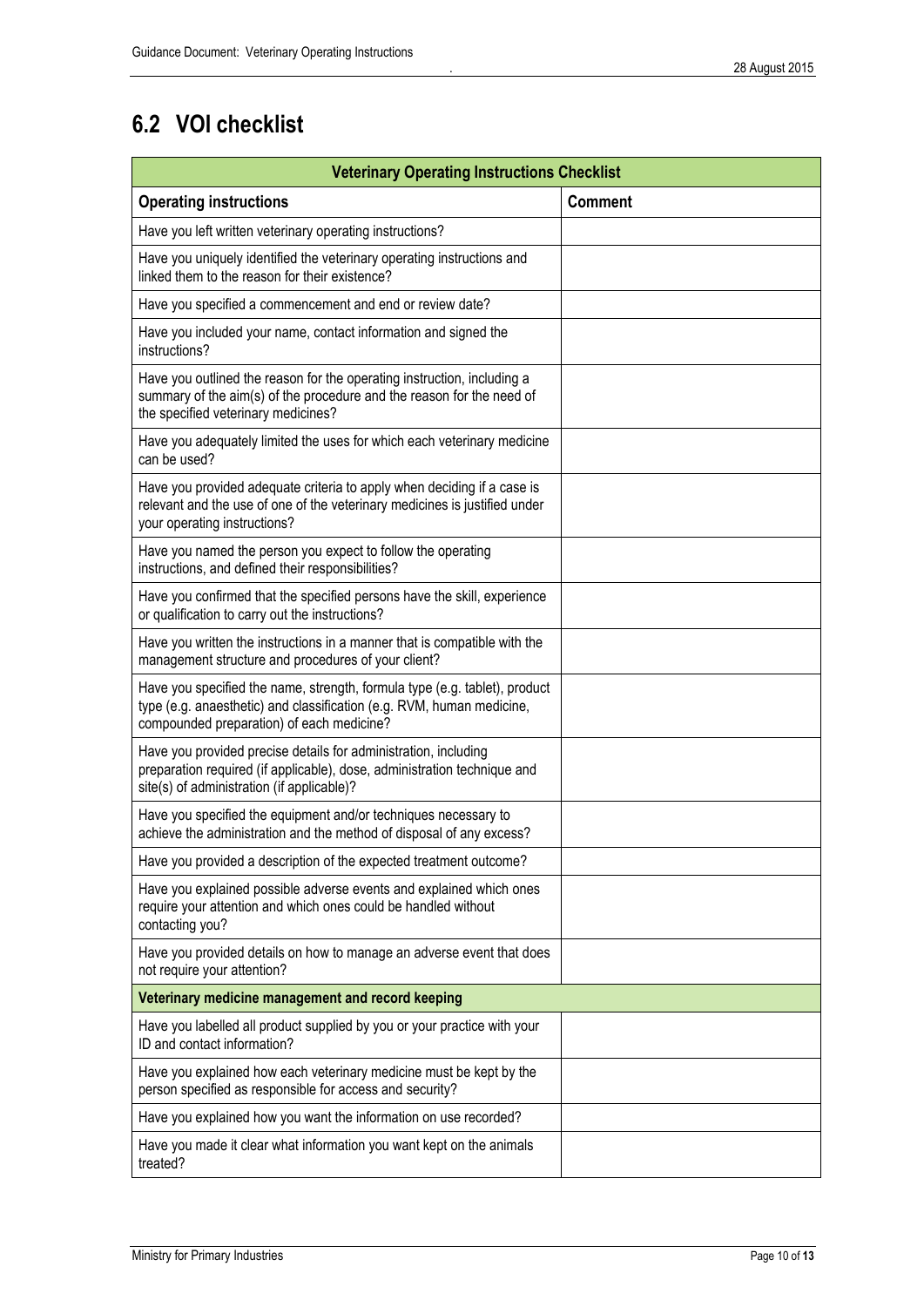## 6.2 VOI checklist

| Veterinary Operating Instructions Checklist | |
|---|---|
| **Operating instructions** | **Comment** |
| Have you left written veterinary operating instructions? | |
| Have you uniquely identified the veterinary operating instructions and linked them to the reason for their existence? | |
| Have you specified a commencement and end or review date? | |
| Have you included your name, contact information and signed the instructions? | |
| Have you outlined the reason for the operating instruction, including a summary of the aim(s) of the procedure and the reason for the need of the specified veterinary medicines? | |
| Have you adequately limited the uses for which each veterinary medicine can be used? | |
| Have you provided adequate criteria to apply when deciding if a case is relevant and the use of one of the veterinary medicines is justified under your operating instructions? | |
| Have you named the person you expect to follow the operating instructions, and defined their responsibilities? | |
| Have you confirmed that the specified persons have the skill, experience or qualification to carry out the instructions? | |
| Have you written the instructions in a manner that is compatible with the management structure and procedures of your client? | |
| Have you specified the name, strength, formula type (e.g. tablet), product type (e.g. anaesthetic) and classification (e.g. RVM, human medicine, compounded preparation) of each medicine? | |
| Have you provided precise details for administration, including preparation required (if applicable), dose, administration technique and site(s) of administration (if applicable)? | |
| Have you specified the equipment and/or techniques necessary to achieve the administration and the method of disposal of any excess? | |
| Have you provided a description of the expected treatment outcome? | |
| Have you explained possible adverse events and explained which ones require your attention and which ones could be handled without contacting you? | |
| Have you provided details on how to manage an adverse event that does not require your attention? | |
| **Veterinary medicine management and record keeping** | |
| Have you labelled all product supplied by you or your practice with your ID and contact information? | |
| Have you explained how each veterinary medicine must be kept by the person specified as responsible for access and security? | |
| Have you explained how you want the information on use recorded? | |
| Have you made it clear what information you want kept on the animals treated? | |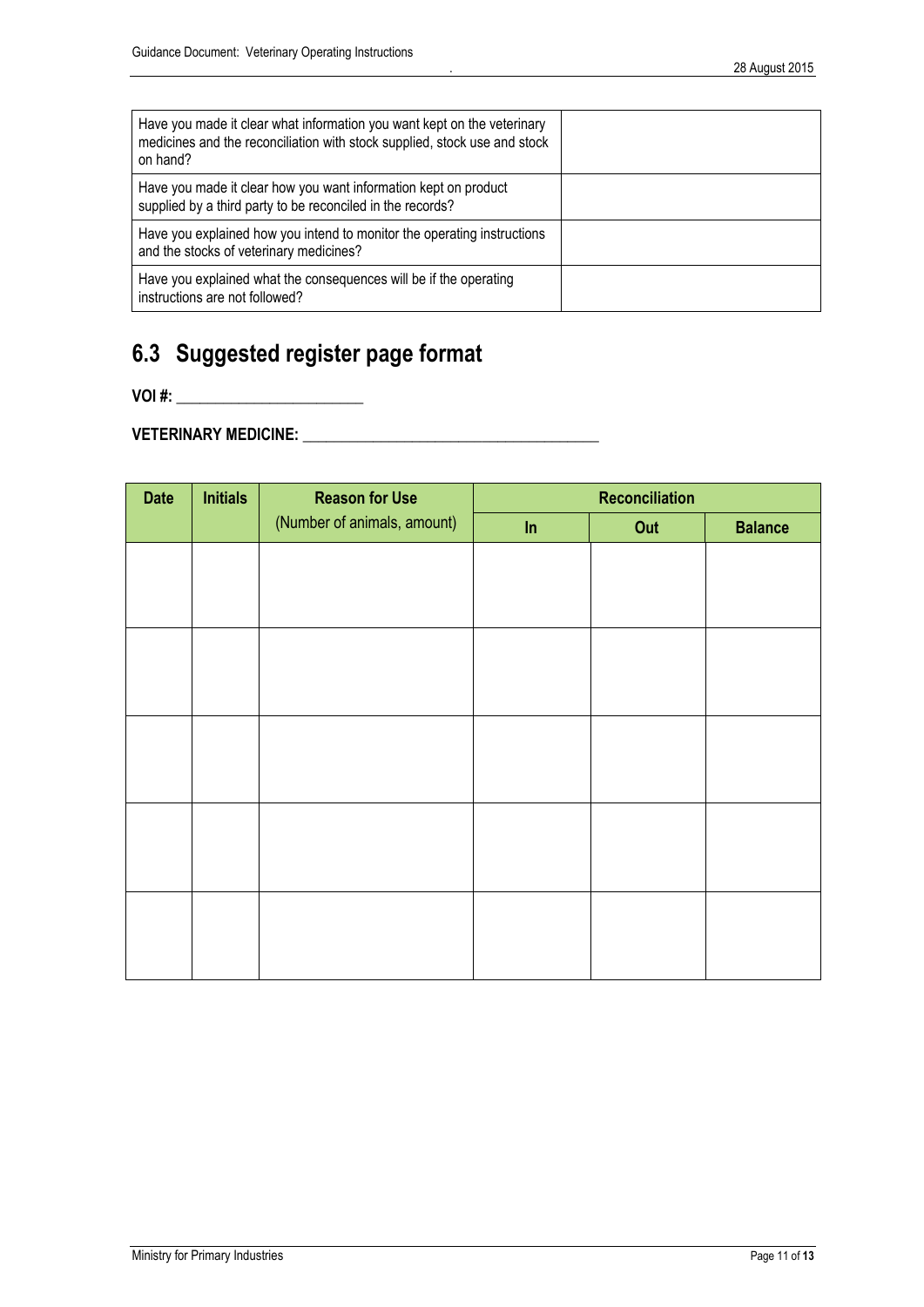| Have you made it clear what information you want kept on the veterinary medicines and the reconciliation with stock supplied, stock use and stock on hand? | |
|---|---|
| Have you made it clear how you want information kept on product supplied by a third party to be reconciled in the records? | |
| Have you explained how you intend to monitor the operating instructions and the stocks of veterinary medicines? | |
| Have you explained what the consequences will be if the operating instructions are not followed? | |

## 6.3 Suggested register page format

**VOI #:** ________________________

**VETERINARY MEDICINE:** ________________________________________

| Date | Initials | Reason for Use (Number of animals, amount) | Reconciliation | | |
|---|---|---|---|---|---|
| | | | In | Out | Balance |
| | | | | | |
| | | | | | |
| | | | | | |
| | | | | | |
| | | | | | |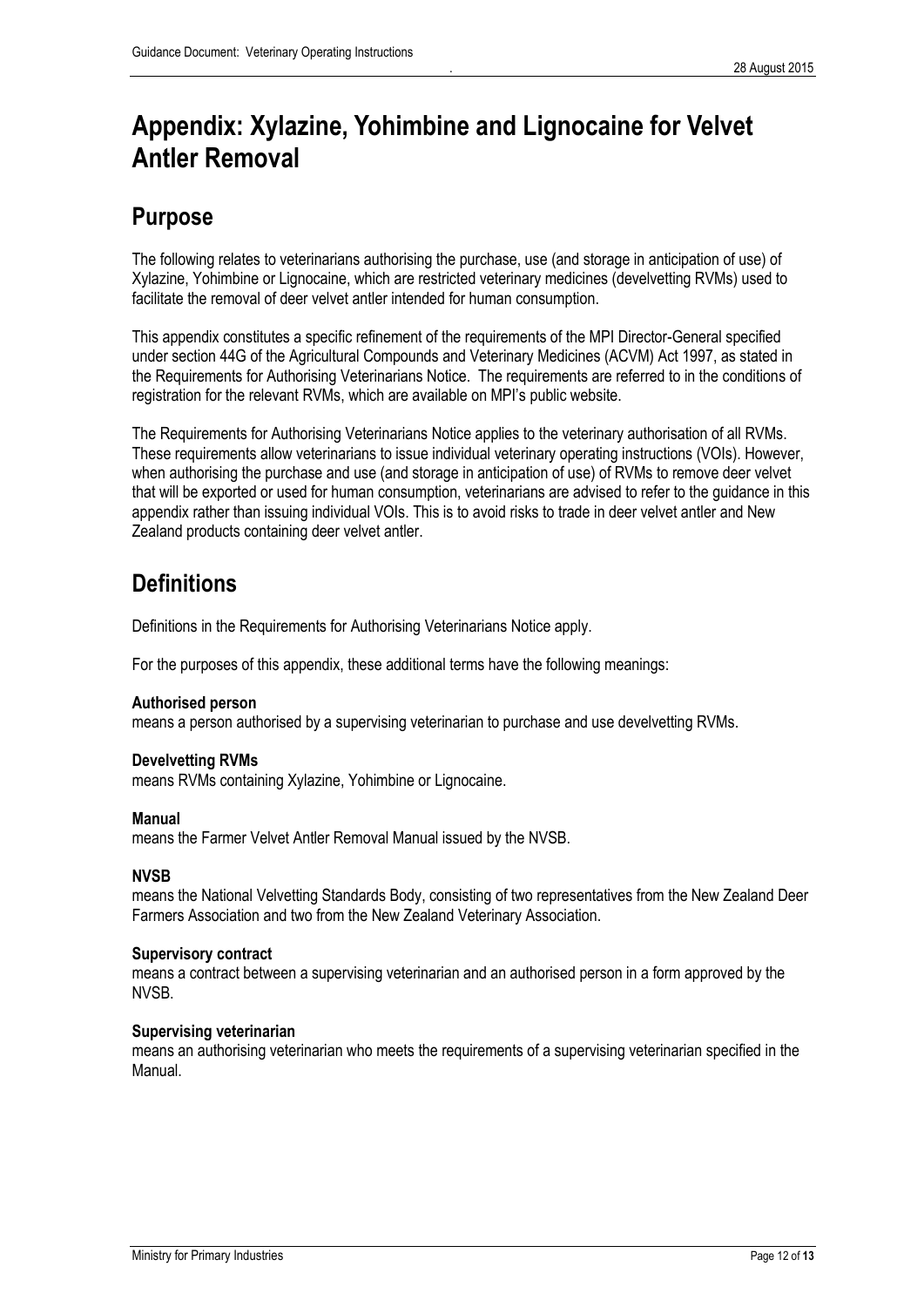# Appendix: Xylazine, Yohimbine and Lignocaine for Velvet Antler Removal

## Purpose

The following relates to veterinarians authorising the purchase, use (and storage in anticipation of use) of Xylazine, Yohimbine or Lignocaine, which are restricted veterinary medicines (develvetting RVMs) used to facilitate the removal of deer velvet antler intended for human consumption.

This appendix constitutes a specific refinement of the requirements of the MPI Director-General specified under section 44G of the Agricultural Compounds and Veterinary Medicines (ACVM) Act 1997, as stated in the Requirements for Authorising Veterinarians Notice. The requirements are referred to in the conditions of registration for the relevant RVMs, which are available on MPI's public website.

The Requirements for Authorising Veterinarians Notice applies to the veterinary authorisation of all RVMs. These requirements allow veterinarians to issue individual veterinary operating instructions (VOIs). However, when authorising the purchase and use (and storage in anticipation of use) of RVMs to remove deer velvet that will be exported or used for human consumption, veterinarians are advised to refer to the guidance in this appendix rather than issuing individual VOIs. This is to avoid risks to trade in deer velvet antler and New Zealand products containing deer velvet antler.

## Definitions

Definitions in the Requirements for Authorising Veterinarians Notice apply.

For the purposes of this appendix, these additional terms have the following meanings:

**Authorised person**
means a person authorised by a supervising veterinarian to purchase and use develvetting RVMs.

**Develvetting RVMs**
means RVMs containing Xylazine, Yohimbine or Lignocaine.

**Manual**
means the Farmer Velvet Antler Removal Manual issued by the NVSB.

**NVSB**
means the National Velvetting Standards Body, consisting of two representatives from the New Zealand Deer Farmers Association and two from the New Zealand Veterinary Association.

**Supervisory contract**
means a contract between a supervising veterinarian and an authorised person in a form approved by the NVSB.

**Supervising veterinarian**
means an authorising veterinarian who meets the requirements of a supervising veterinarian specified in the Manual.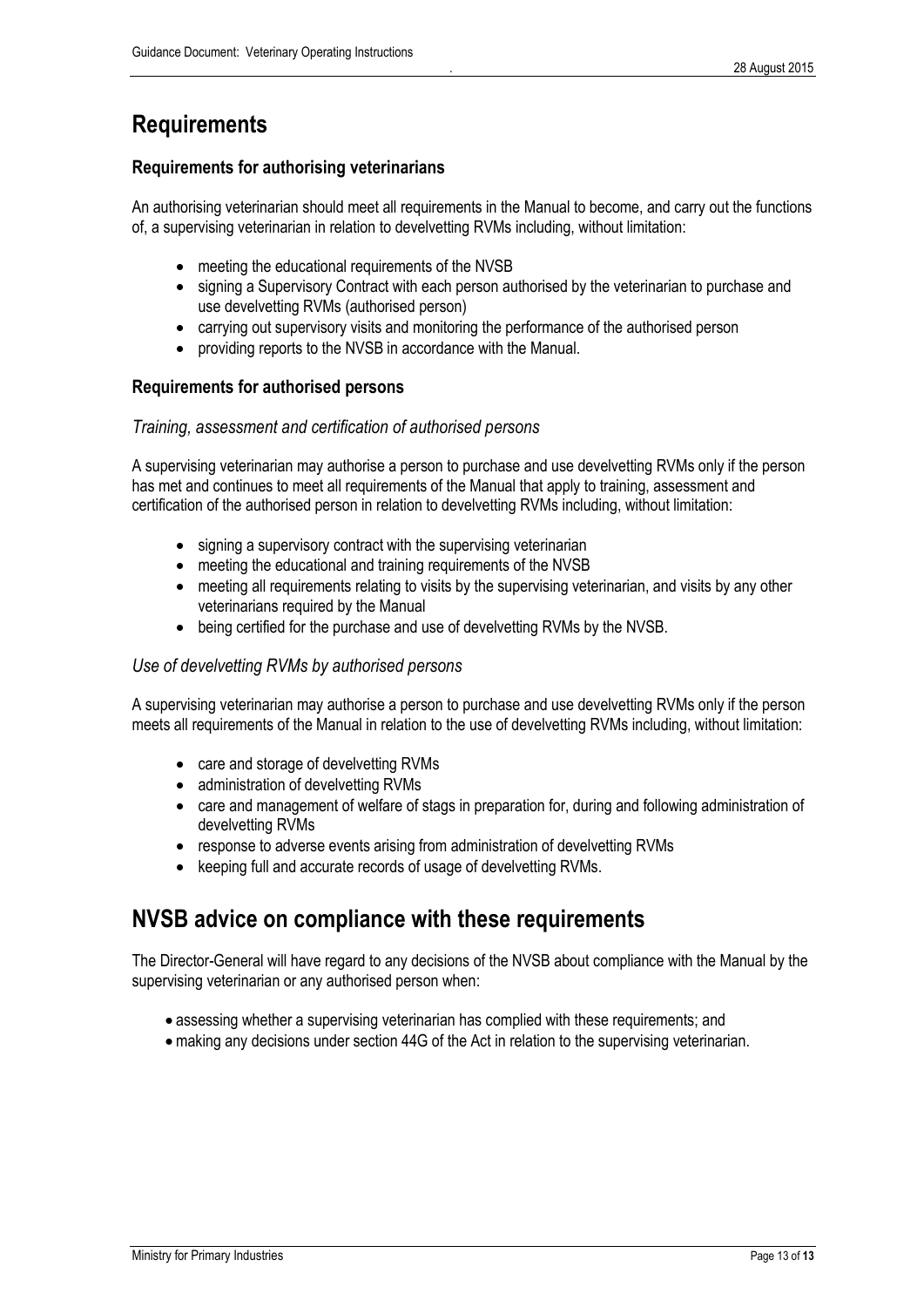# Requirements

### Requirements for authorising veterinarians

An authorising veterinarian should meet all requirements in the Manual to become, and carry out the functions of, a supervising veterinarian in relation to develvetting RVMs including, without limitation:

- meeting the educational requirements of the NVSB
- signing a Supervisory Contract with each person authorised by the veterinarian to purchase and use develvetting RVMs (authorised person)
- carrying out supervisory visits and monitoring the performance of the authorised person
- providing reports to the NVSB in accordance with the Manual.

### Requirements for authorised persons

*Training, assessment and certification of authorised persons*

A supervising veterinarian may authorise a person to purchase and use develvetting RVMs only if the person has met and continues to meet all requirements of the Manual that apply to training, assessment and certification of the authorised person in relation to develvetting RVMs including, without limitation:

- signing a supervisory contract with the supervising veterinarian
- meeting the educational and training requirements of the NVSB
- meeting all requirements relating to visits by the supervising veterinarian, and visits by any other veterinarians required by the Manual
- being certified for the purchase and use of develvetting RVMs by the NVSB.

*Use of develvetting RVMs by authorised persons*

A supervising veterinarian may authorise a person to purchase and use develvetting RVMs only if the person meets all requirements of the Manual in relation to the use of develvetting RVMs including, without limitation:

- care and storage of develvetting RVMs
- administration of develvetting RVMs
- care and management of welfare of stags in preparation for, during and following administration of develvetting RVMs
- response to adverse events arising from administration of develvetting RVMs
- keeping full and accurate records of usage of develvetting RVMs.

# NVSB advice on compliance with these requirements

The Director-General will have regard to any decisions of the NVSB about compliance with the Manual by the supervising veterinarian or any authorised person when:

- assessing whether a supervising veterinarian has complied with these requirements; and
- making any decisions under section 44G of the Act in relation to the supervising veterinarian.